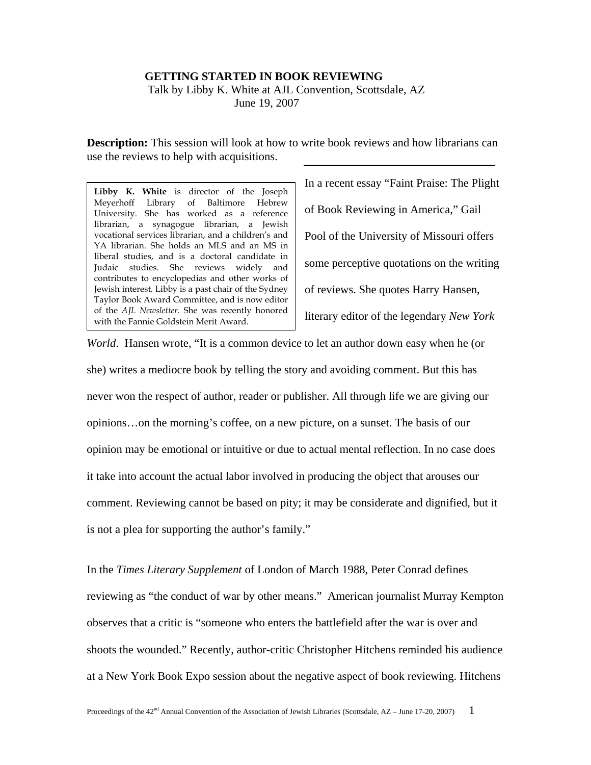# GETTING STARTED IN BOOK REVIEWING

Talk by Libby K. White at AJL Convention, Scottsdale, AZ
June 19, 2007

**Description:** This session will look at how to write book reviews and how librarians can use the reviews to help with acquisitions.

**Libby K. White** is director of the Joseph Meyerhoff Library of Baltimore Hebrew University. She has worked as a reference librarian, a synagogue librarian, a Jewish vocational services librarian, and a children's and YA librarian. She holds an MLS and an MS in liberal studies, and is a doctoral candidate in Judaic studies. She reviews widely and contributes to encyclopedias and other works of Jewish interest. Libby is a past chair of the Sydney Taylor Book Award Committee, and is now editor of the *AJL Newsletter*. She was recently honored with the Fannie Goldstein Merit Award.

In a recent essay "Faint Praise: The Plight of Book Reviewing in America," Gail Pool of the University of Missouri offers some perceptive quotations on the writing of reviews. She quotes Harry Hansen, literary editor of the legendary *New York World*. Hansen wrote, "It is a common device to let an author down easy when he (or she) writes a mediocre book by telling the story and avoiding comment. But this has never won the respect of author, reader or publisher. All through life we are giving our opinions…on the morning's coffee, on a new picture, on a sunset. The basis of our opinion may be emotional or intuitive or due to actual mental reflection. In no case does it take into account the actual labor involved in producing the object that arouses our comment. Reviewing cannot be based on pity; it may be considerate and dignified, but it is not a plea for supporting the author's family."

In the *Times Literary Supplement* of London of March 1988, Peter Conrad defines reviewing as "the conduct of war by other means." American journalist Murray Kempton observes that a critic is "someone who enters the battlefield after the war is over and shoots the wounded." Recently, author-critic Christopher Hitchens reminded his audience at a New York Book Expo session about the negative aspect of book reviewing. Hitchens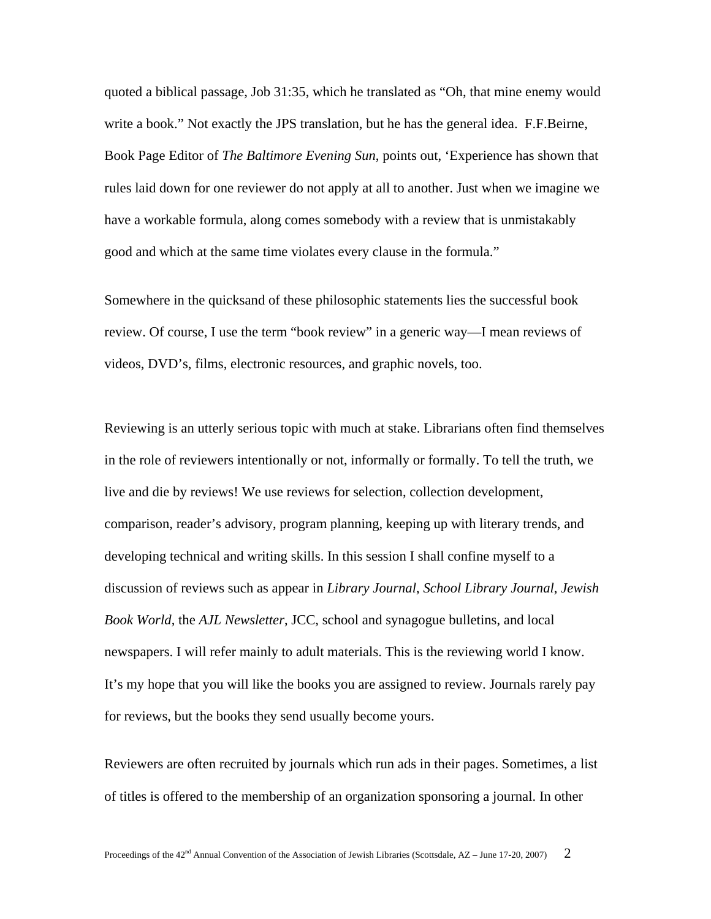quoted a biblical passage, Job 31:35, which he translated as "Oh, that mine enemy would write a book." Not exactly the JPS translation, but he has the general idea. F.F.Beirne, Book Page Editor of *The Baltimore Evening Sun*, points out, 'Experience has shown that rules laid down for one reviewer do not apply at all to another. Just when we imagine we have a workable formula, along comes somebody with a review that is unmistakably good and which at the same time violates every clause in the formula."

Somewhere in the quicksand of these philosophic statements lies the successful book review. Of course, I use the term "book review" in a generic way—I mean reviews of videos, DVD's, films, electronic resources, and graphic novels, too.

Reviewing is an utterly serious topic with much at stake. Librarians often find themselves in the role of reviewers intentionally or not, informally or formally. To tell the truth, we live and die by reviews! We use reviews for selection, collection development, comparison, reader's advisory, program planning, keeping up with literary trends, and developing technical and writing skills. In this session I shall confine myself to a discussion of reviews such as appear in *Library Journal*, *School Library Journal*, *Jewish Book World*, the *AJL Newsletter*, JCC, school and synagogue bulletins, and local newspapers. I will refer mainly to adult materials. This is the reviewing world I know. It's my hope that you will like the books you are assigned to review. Journals rarely pay for reviews, but the books they send usually become yours.

Reviewers are often recruited by journals which run ads in their pages. Sometimes, a list of titles is offered to the membership of an organization sponsoring a journal. In other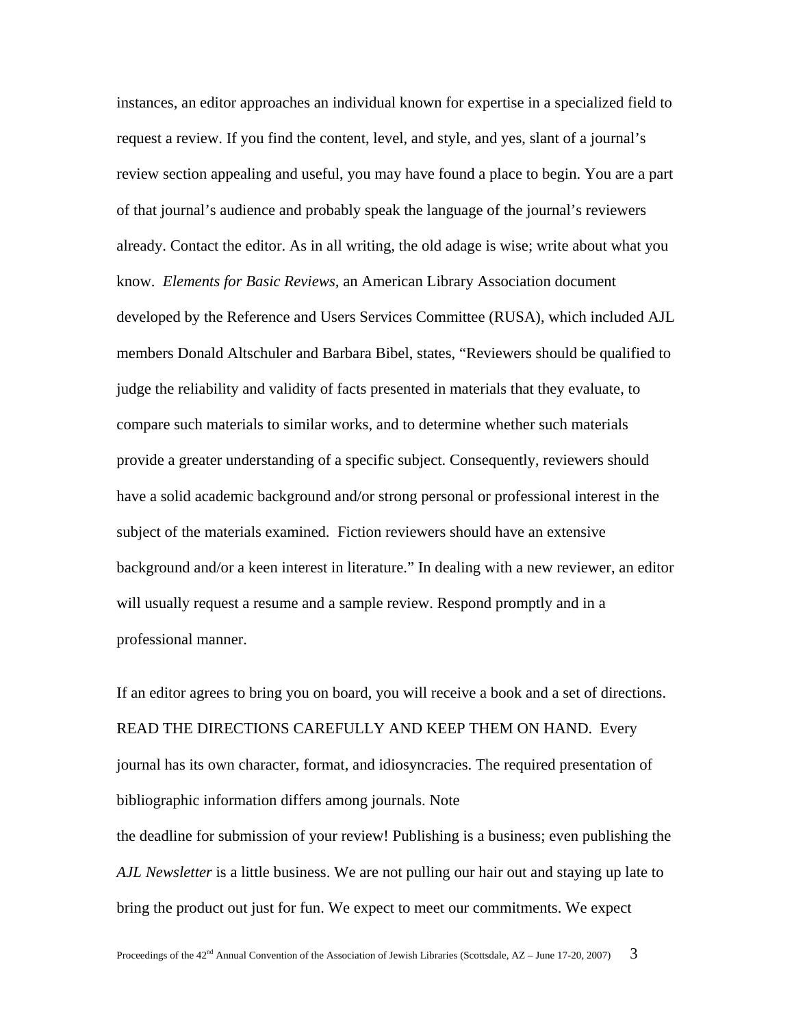instances, an editor approaches an individual known for expertise in a specialized field to request a review. If you find the content, level, and style, and yes, slant of a journal's review section appealing and useful, you may have found a place to begin. You are a part of that journal's audience and probably speak the language of the journal's reviewers already. Contact the editor. As in all writing, the old adage is wise; write about what you know. *Elements for Basic Reviews*, an American Library Association document developed by the Reference and Users Services Committee (RUSA), which included AJL members Donald Altschuler and Barbara Bibel, states, "Reviewers should be qualified to judge the reliability and validity of facts presented in materials that they evaluate, to compare such materials to similar works, and to determine whether such materials provide a greater understanding of a specific subject. Consequently, reviewers should have a solid academic background and/or strong personal or professional interest in the subject of the materials examined. Fiction reviewers should have an extensive background and/or a keen interest in literature." In dealing with a new reviewer, an editor will usually request a resume and a sample review. Respond promptly and in a professional manner.

If an editor agrees to bring you on board, you will receive a book and a set of directions. READ THE DIRECTIONS CAREFULLY AND KEEP THEM ON HAND. Every journal has its own character, format, and idiosyncracies. The required presentation of bibliographic information differs among journals. Note the deadline for submission of your review! Publishing is a business; even publishing the *AJL Newsletter* is a little business. We are not pulling our hair out and staying up late to bring the product out just for fun. We expect to meet our commitments. We expect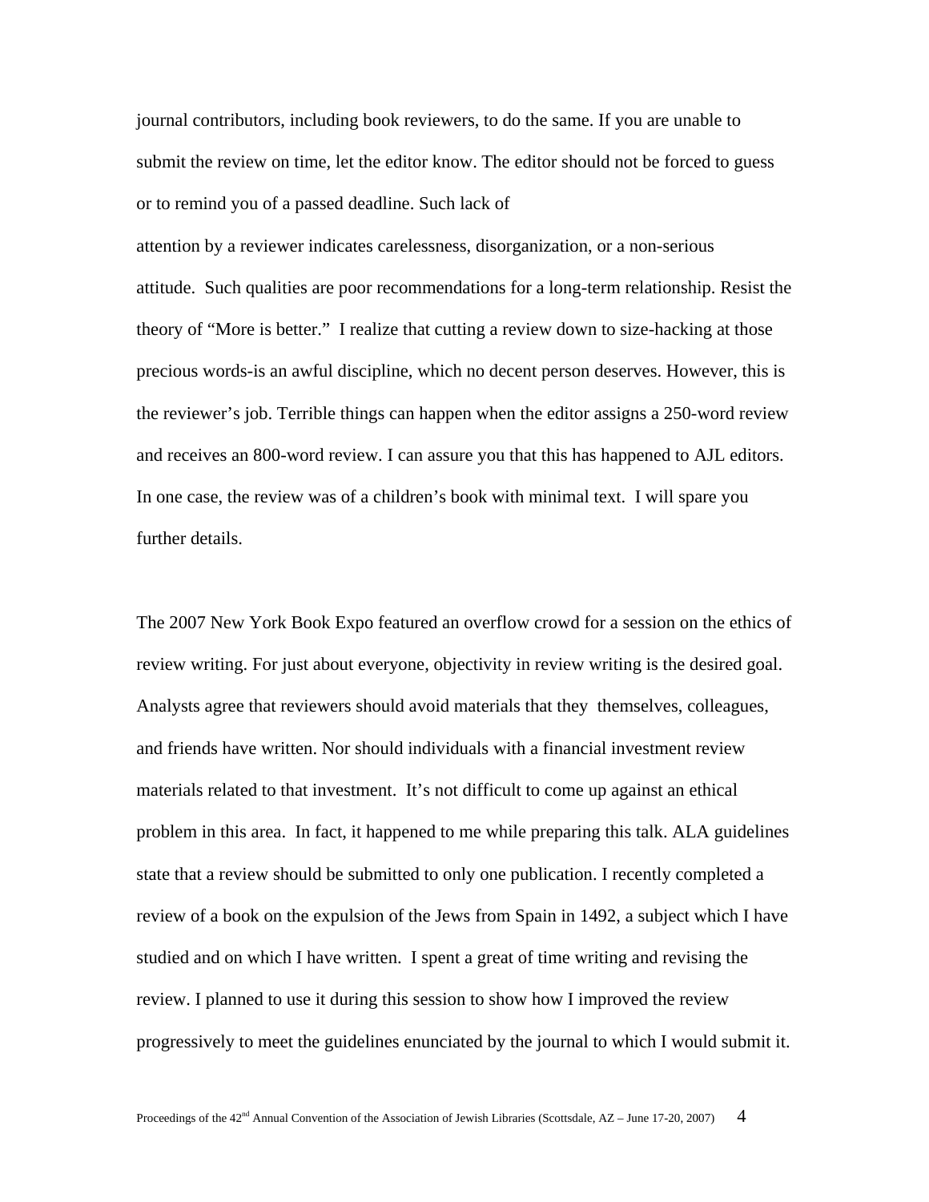journal contributors, including book reviewers, to do the same. If you are unable to submit the review on time, let the editor know. The editor should not be forced to guess or to remind you of a passed deadline. Such lack of attention by a reviewer indicates carelessness, disorganization, or a non-serious attitude. Such qualities are poor recommendations for a long-term relationship. Resist the theory of "More is better." I realize that cutting a review down to size-hacking at those precious words-is an awful discipline, which no decent person deserves. However, this is the reviewer's job. Terrible things can happen when the editor assigns a 250-word review and receives an 800-word review. I can assure you that this has happened to AJL editors. In one case, the review was of a children's book with minimal text. I will spare you further details.

The 2007 New York Book Expo featured an overflow crowd for a session on the ethics of review writing. For just about everyone, objectivity in review writing is the desired goal. Analysts agree that reviewers should avoid materials that they themselves, colleagues, and friends have written. Nor should individuals with a financial investment review materials related to that investment. It's not difficult to come up against an ethical problem in this area. In fact, it happened to me while preparing this talk. ALA guidelines state that a review should be submitted to only one publication. I recently completed a review of a book on the expulsion of the Jews from Spain in 1492, a subject which I have studied and on which I have written. I spent a great of time writing and revising the review. I planned to use it during this session to show how I improved the review progressively to meet the guidelines enunciated by the journal to which I would submit it.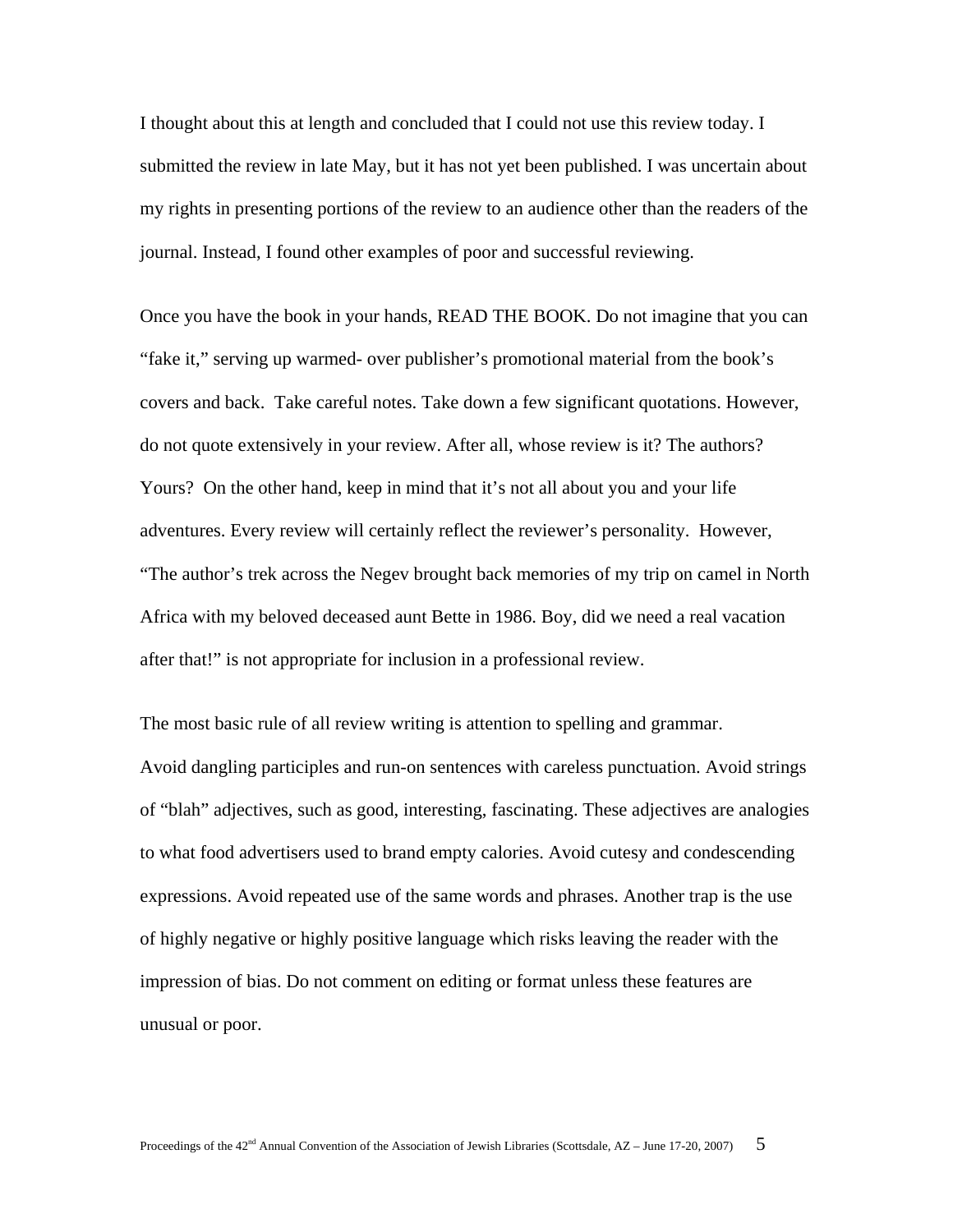I thought about this at length and concluded that I could not use this review today. I submitted the review in late May, but it has not yet been published. I was uncertain about my rights in presenting portions of the review to an audience other than the readers of the journal. Instead, I found other examples of poor and successful reviewing.

Once you have the book in your hands, READ THE BOOK. Do not imagine that you can "fake it," serving up warmed- over publisher's promotional material from the book's covers and back. Take careful notes. Take down a few significant quotations. However, do not quote extensively in your review. After all, whose review is it? The authors? Yours? On the other hand, keep in mind that it's not all about you and your life adventures. Every review will certainly reflect the reviewer's personality. However, "The author's trek across the Negev brought back memories of my trip on camel in North Africa with my beloved deceased aunt Bette in 1986. Boy, did we need a real vacation after that!" is not appropriate for inclusion in a professional review.

The most basic rule of all review writing is attention to spelling and grammar.
Avoid dangling participles and run-on sentences with careless punctuation. Avoid strings of "blah" adjectives, such as good, interesting, fascinating. These adjectives are analogies to what food advertisers used to brand empty calories. Avoid cutesy and condescending expressions. Avoid repeated use of the same words and phrases. Another trap is the use of highly negative or highly positive language which risks leaving the reader with the impression of bias. Do not comment on editing or format unless these features are unusual or poor.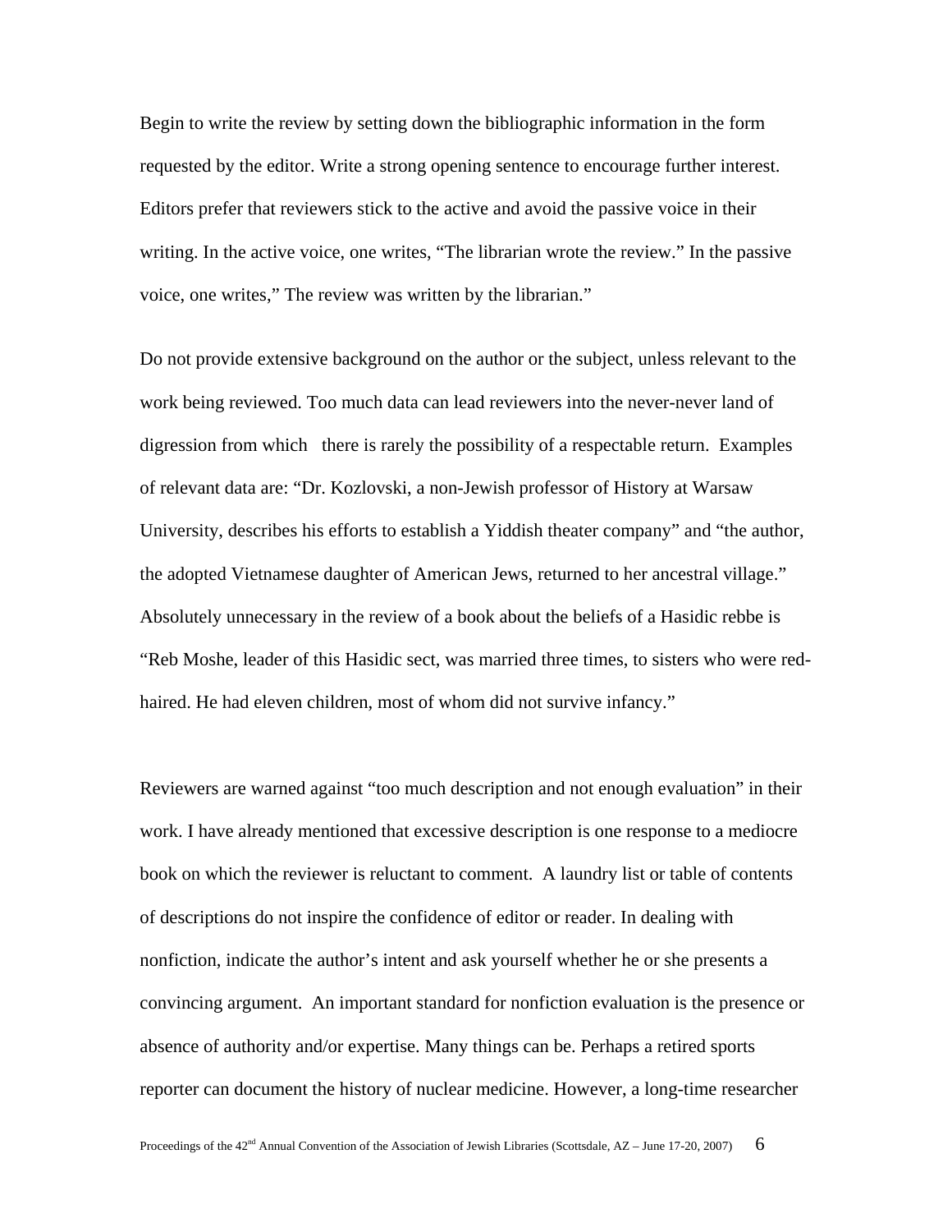Begin to write the review by setting down the bibliographic information in the form requested by the editor. Write a strong opening sentence to encourage further interest. Editors prefer that reviewers stick to the active and avoid the passive voice in their writing. In the active voice, one writes, "The librarian wrote the review." In the passive voice, one writes," The review was written by the librarian."

Do not provide extensive background on the author or the subject, unless relevant to the work being reviewed. Too much data can lead reviewers into the never-never land of digression from which there is rarely the possibility of a respectable return. Examples of relevant data are: "Dr. Kozlovski, a non-Jewish professor of History at Warsaw University, describes his efforts to establish a Yiddish theater company" and "the author, the adopted Vietnamese daughter of American Jews, returned to her ancestral village." Absolutely unnecessary in the review of a book about the beliefs of a Hasidic rebbe is "Reb Moshe, leader of this Hasidic sect, was married three times, to sisters who were red-haired. He had eleven children, most of whom did not survive infancy."

Reviewers are warned against "too much description and not enough evaluation" in their work. I have already mentioned that excessive description is one response to a mediocre book on which the reviewer is reluctant to comment. A laundry list or table of contents of descriptions do not inspire the confidence of editor or reader. In dealing with nonfiction, indicate the author's intent and ask yourself whether he or she presents a convincing argument. An important standard for nonfiction evaluation is the presence or absence of authority and/or expertise. Many things can be. Perhaps a retired sports reporter can document the history of nuclear medicine. However, a long-time researcher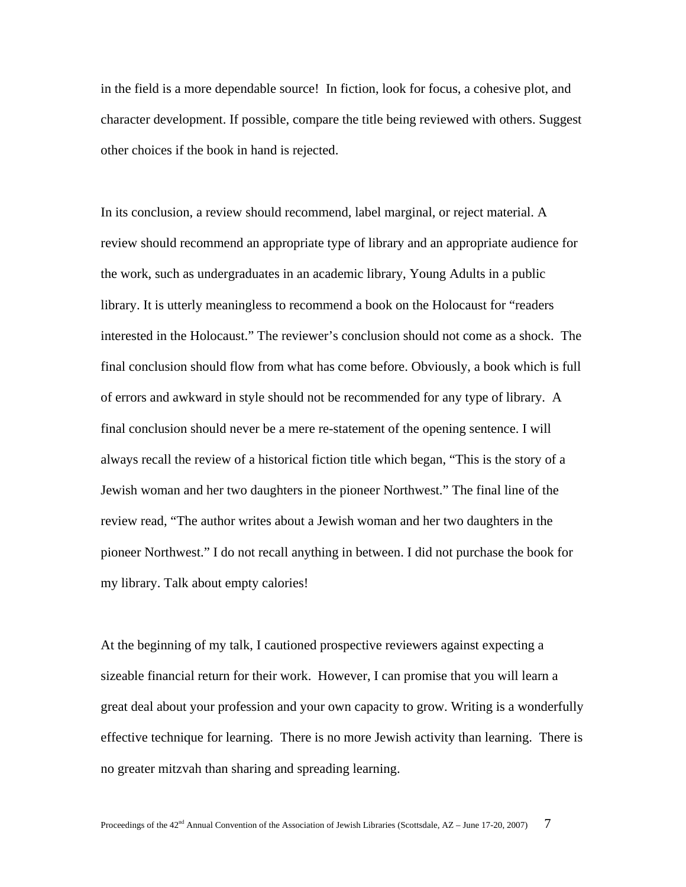in the field is a more dependable source! In fiction, look for focus, a cohesive plot, and character development. If possible, compare the title being reviewed with others. Suggest other choices if the book in hand is rejected.

In its conclusion, a review should recommend, label marginal, or reject material. A review should recommend an appropriate type of library and an appropriate audience for the work, such as undergraduates in an academic library, Young Adults in a public library. It is utterly meaningless to recommend a book on the Holocaust for "readers interested in the Holocaust." The reviewer's conclusion should not come as a shock. The final conclusion should flow from what has come before. Obviously, a book which is full of errors and awkward in style should not be recommended for any type of library. A final conclusion should never be a mere re-statement of the opening sentence. I will always recall the review of a historical fiction title which began, "This is the story of a Jewish woman and her two daughters in the pioneer Northwest." The final line of the review read, "The author writes about a Jewish woman and her two daughters in the pioneer Northwest." I do not recall anything in between. I did not purchase the book for my library. Talk about empty calories!

At the beginning of my talk, I cautioned prospective reviewers against expecting a sizeable financial return for their work. However, I can promise that you will learn a great deal about your profession and your own capacity to grow. Writing is a wonderfully effective technique for learning. There is no more Jewish activity than learning. There is no greater mitzvah than sharing and spreading learning.